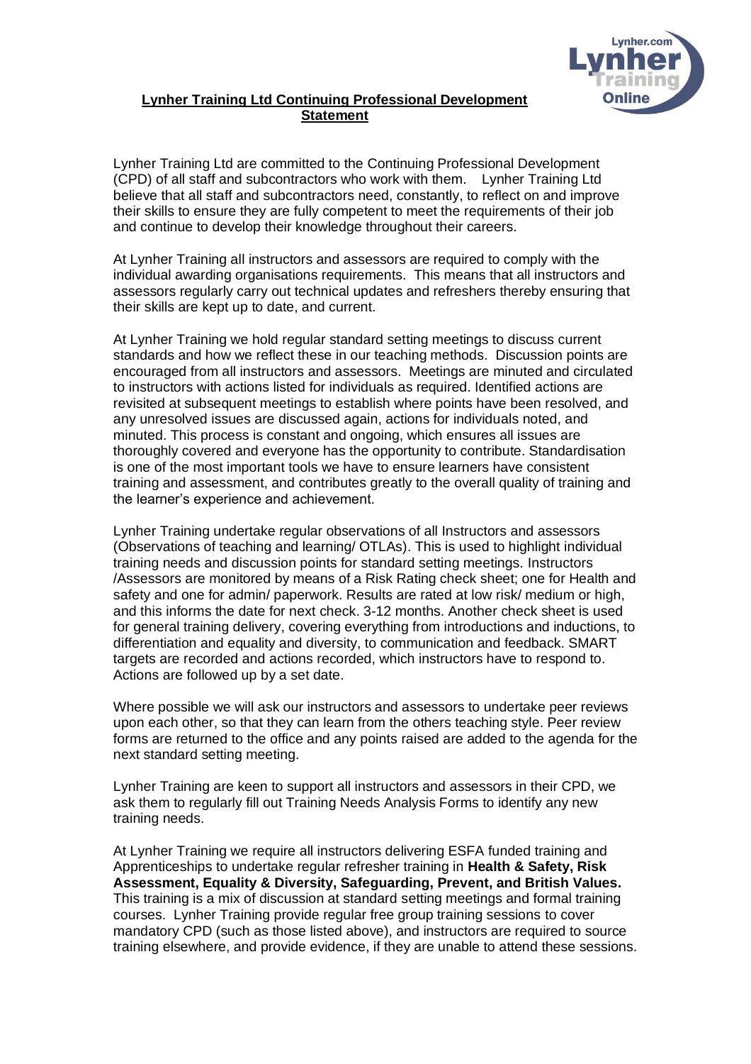# Lynher Training Ltd Continuing Professional Development Statement

Lynher Training Ltd are committed to the Continuing Professional Development (CPD) of all staff and subcontractors who work with them. Lynher Training Ltd believe that all staff and subcontractors need, constantly, to reflect on and improve their skills to ensure they are fully competent to meet the requirements of their job and continue to develop their knowledge throughout their careers.

At Lynher Training all instructors and assessors are required to comply with the individual awarding organisations requirements. This means that all instructors and assessors regularly carry out technical updates and refreshers thereby ensuring that their skills are kept up to date, and current.

At Lynher Training we hold regular standard setting meetings to discuss current standards and how we reflect these in our teaching methods. Discussion points are encouraged from all instructors and assessors. Meetings are minuted and circulated to instructors with actions listed for individuals as required. Identified actions are revisited at subsequent meetings to establish where points have been resolved, and any unresolved issues are discussed again, actions for individuals noted, and minuted. This process is constant and ongoing, which ensures all issues are thoroughly covered and everyone has the opportunity to contribute. Standardisation is one of the most important tools we have to ensure learners have consistent training and assessment, and contributes greatly to the overall quality of training and the learner's experience and achievement.

Lynher Training undertake regular observations of all Instructors and assessors (Observations of teaching and learning/ OTLAs). This is used to highlight individual training needs and discussion points for standard setting meetings. Instructors /Assessors are monitored by means of a Risk Rating check sheet; one for Health and safety and one for admin/ paperwork. Results are rated at low risk/ medium or high, and this informs the date for next check. 3-12 months. Another check sheet is used for general training delivery, covering everything from introductions and inductions, to differentiation and equality and diversity, to communication and feedback. SMART targets are recorded and actions recorded, which instructors have to respond to. Actions are followed up by a set date.

Where possible we will ask our instructors and assessors to undertake peer reviews upon each other, so that they can learn from the others teaching style. Peer review forms are returned to the office and any points raised are added to the agenda for the next standard setting meeting.

Lynher Training are keen to support all instructors and assessors in their CPD, we ask them to regularly fill out Training Needs Analysis Forms to identify any new training needs.

At Lynher Training we require all instructors delivering ESFA funded training and Apprenticeships to undertake regular refresher training in **Health & Safety, Risk Assessment, Equality & Diversity, Safeguarding, Prevent, and British Values.** This training is a mix of discussion at standard setting meetings and formal training courses. Lynher Training provide regular free group training sessions to cover mandatory CPD (such as those listed above), and instructors are required to source training elsewhere, and provide evidence, if they are unable to attend these sessions.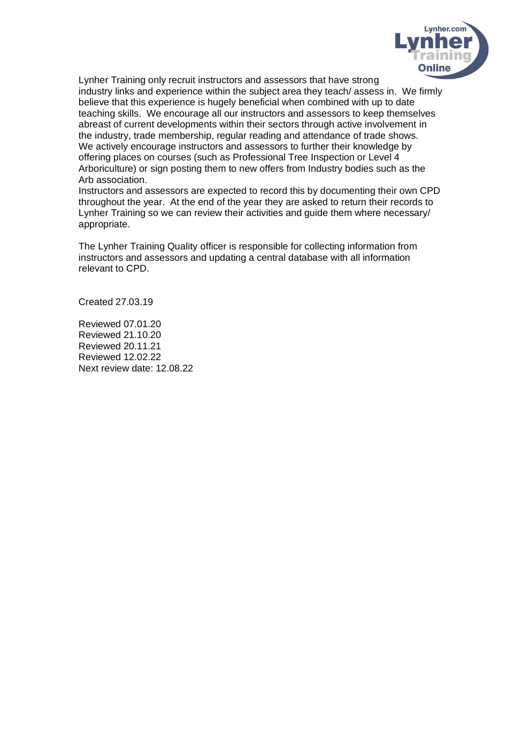Lynher Training only recruit instructors and assessors that have strong industry links and experience within the subject area they teach/ assess in. We firmly believe that this experience is hugely beneficial when combined with up to date teaching skills. We encourage all our instructors and assessors to keep themselves abreast of current developments within their sectors through active involvement in the industry, trade membership, regular reading and attendance of trade shows. We actively encourage instructors and assessors to further their knowledge by offering places on courses (such as Professional Tree Inspection or Level 4 Arboriculture) or sign posting them to new offers from Industry bodies such as the Arb association.
Instructors and assessors are expected to record this by documenting their own CPD throughout the year. At the end of the year they are asked to return their records to Lynher Training so we can review their activities and guide them where necessary/ appropriate.

The Lynher Training Quality officer is responsible for collecting information from instructors and assessors and updating a central database with all information relevant to CPD.

Created 27.03.19

Reviewed 07.01.20
Reviewed 21.10.20
Reviewed 20.11.21
Reviewed 12.02.22
Next review date: 12.08.22